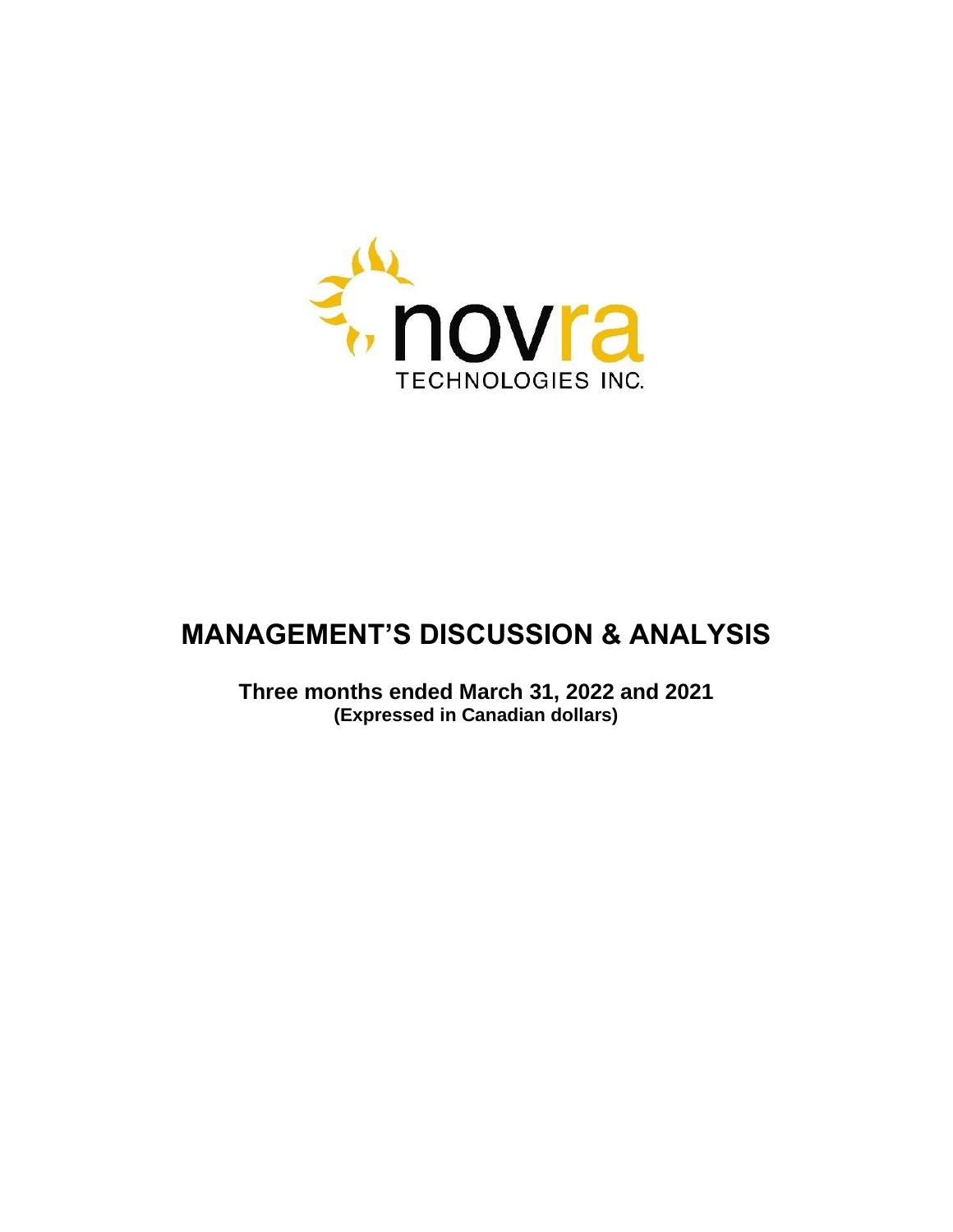novra

TECHNOLOGIES INC.

# MANAGEMENT'S DISCUSSION & ANALYSIS

**Three months ended March 31, 2022 and 2021**
**(Expressed in Canadian dollars)**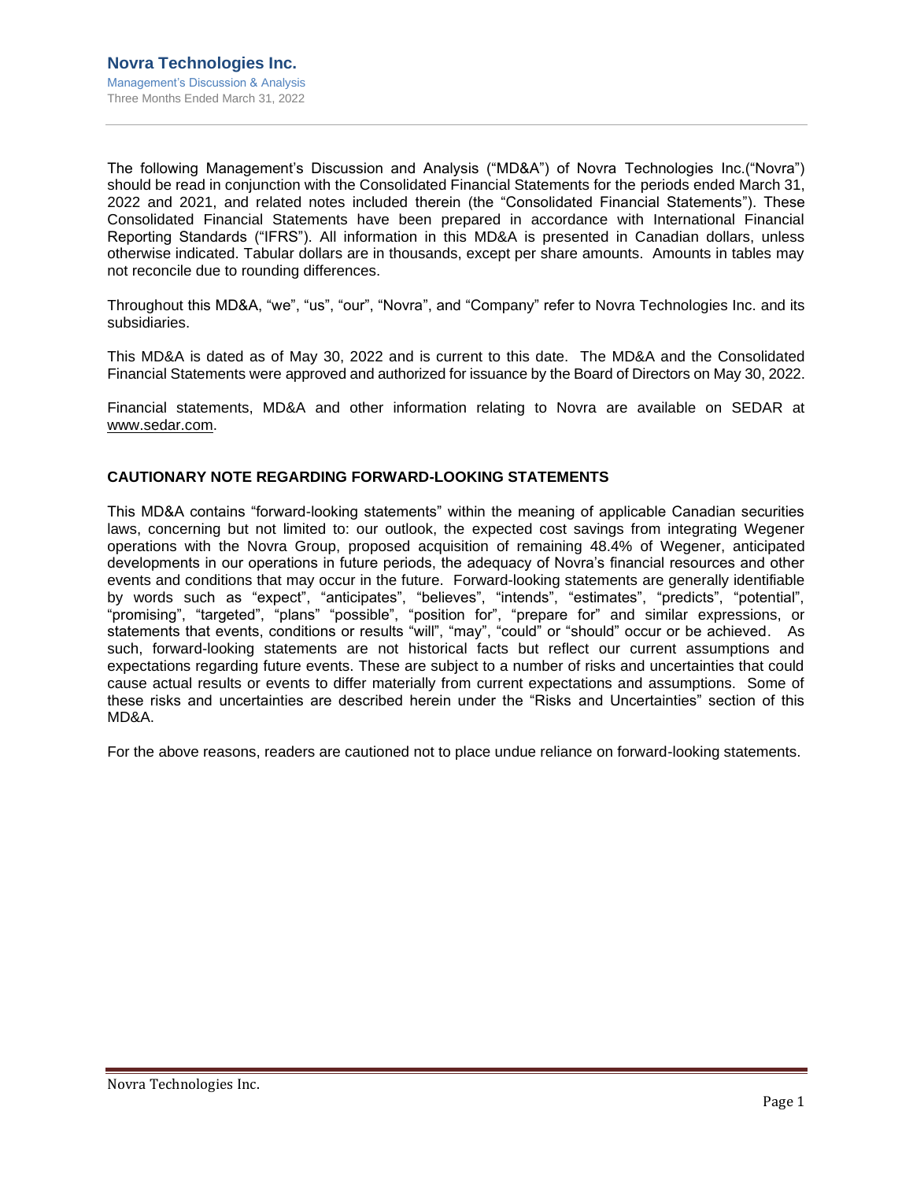The following Management's Discussion and Analysis ("MD&A") of Novra Technologies Inc.("Novra") should be read in conjunction with the Consolidated Financial Statements for the periods ended March 31, 2022 and 2021, and related notes included therein (the "Consolidated Financial Statements"). These Consolidated Financial Statements have been prepared in accordance with International Financial Reporting Standards ("IFRS"). All information in this MD&A is presented in Canadian dollars, unless otherwise indicated. Tabular dollars are in thousands, except per share amounts. Amounts in tables may not reconcile due to rounding differences.

Throughout this MD&A, "we", "us", "our", "Novra", and "Company" refer to Novra Technologies Inc. and its subsidiaries.

This MD&A is dated as of May 30, 2022 and is current to this date. The MD&A and the Consolidated Financial Statements were approved and authorized for issuance by the Board of Directors on May 30, 2022.

Financial statements, MD&A and other information relating to Novra are available on SEDAR at www.sedar.com.

## CAUTIONARY NOTE REGARDING FORWARD-LOOKING STATEMENTS

This MD&A contains "forward-looking statements" within the meaning of applicable Canadian securities laws, concerning but not limited to: our outlook, the expected cost savings from integrating Wegener operations with the Novra Group, proposed acquisition of remaining 48.4% of Wegener, anticipated developments in our operations in future periods, the adequacy of Novra's financial resources and other events and conditions that may occur in the future. Forward-looking statements are generally identifiable by words such as "expect", "anticipates", "believes", "intends", "estimates", "predicts", "potential", "promising", "targeted", "plans" "possible", "position for", "prepare for" and similar expressions, or statements that events, conditions or results "will", "may", "could" or "should" occur or be achieved. As such, forward-looking statements are not historical facts but reflect our current assumptions and expectations regarding future events. These are subject to a number of risks and uncertainties that could cause actual results or events to differ materially from current expectations and assumptions. Some of these risks and uncertainties are described herein under the "Risks and Uncertainties" section of this MD&A.

For the above reasons, readers are cautioned not to place undue reliance on forward-looking statements.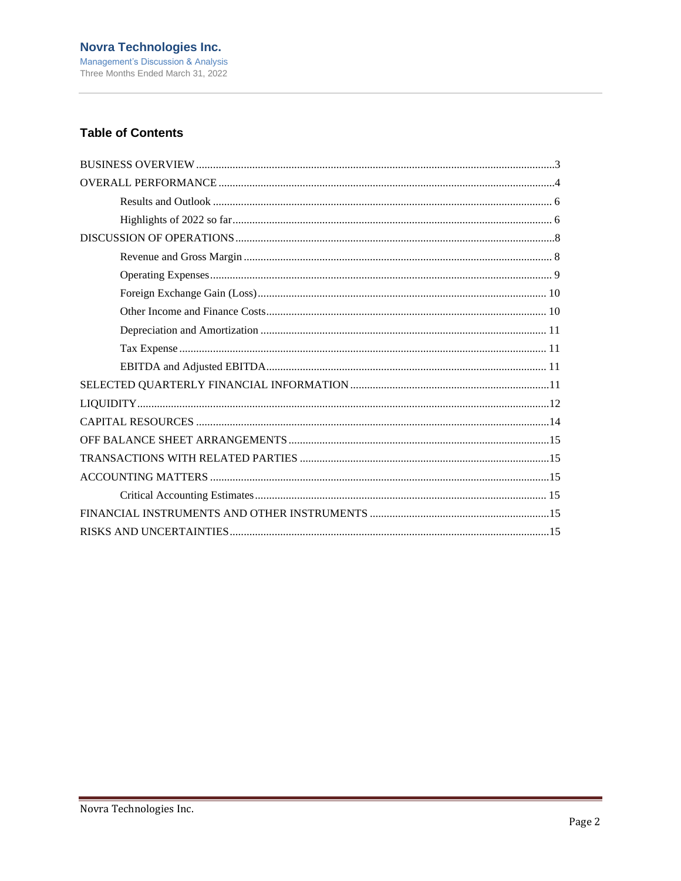## Table of Contents

- BUSINESS OVERVIEW .... 3
- OVERALL PERFORMANCE .... 4
  - Results and Outlook .... 6
  - Highlights of 2022 so far .... 6
- DISCUSSION OF OPERATIONS .... 8
  - Revenue and Gross Margin .... 8
  - Operating Expenses .... 9
  - Foreign Exchange Gain (Loss) .... 10
  - Other Income and Finance Costs .... 10
  - Depreciation and Amortization .... 11
  - Tax Expense .... 11
  - EBITDA and Adjusted EBITDA .... 11
- SELECTED QUARTERLY FINANCIAL INFORMATION .... 11
- LIQUIDITY .... 12
- CAPITAL RESOURCES .... 14
- OFF BALANCE SHEET ARRANGEMENTS .... 15
- TRANSACTIONS WITH RELATED PARTIES .... 15
- ACCOUNTING MATTERS .... 15
  - Critical Accounting Estimates .... 15
- FINANCIAL INSTRUMENTS AND OTHER INSTRUMENTS .... 15
- RISKS AND UNCERTAINTIES .... 15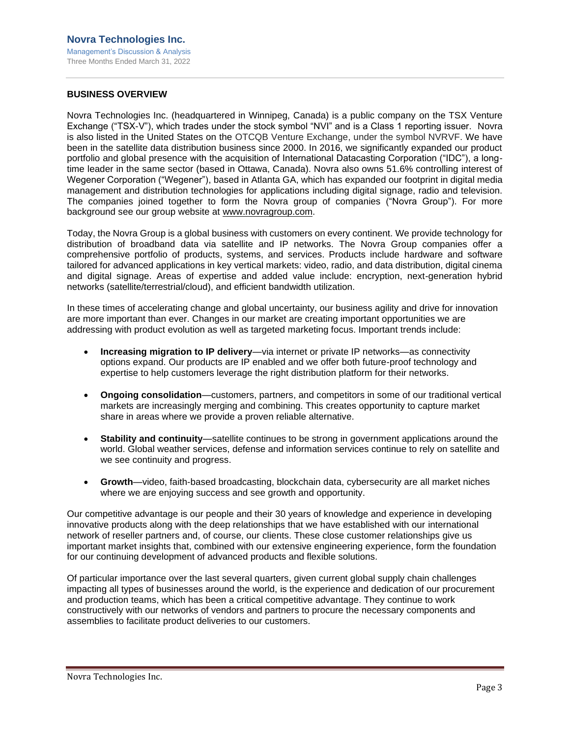## BUSINESS OVERVIEW

Novra Technologies Inc. (headquartered in Winnipeg, Canada) is a public company on the TSX Venture Exchange ("TSX-V"), which trades under the stock symbol "NVI" and is a Class 1 reporting issuer. Novra is also listed in the United States on the OTCQB Venture Exchange, under the symbol NVRVF. We have been in the satellite data distribution business since 2000. In 2016, we significantly expanded our product portfolio and global presence with the acquisition of International Datacasting Corporation ("IDC"), a long-time leader in the same sector (based in Ottawa, Canada). Novra also owns 51.6% controlling interest of Wegener Corporation ("Wegener"), based in Atlanta GA, which has expanded our footprint in digital media management and distribution technologies for applications including digital signage, radio and television. The companies joined together to form the Novra group of companies ("Novra Group"). For more background see our group website at www.novragroup.com.

Today, the Novra Group is a global business with customers on every continent. We provide technology for distribution of broadband data via satellite and IP networks. The Novra Group companies offer a comprehensive portfolio of products, systems, and services. Products include hardware and software tailored for advanced applications in key vertical markets: video, radio, and data distribution, digital cinema and digital signage. Areas of expertise and added value include: encryption, next-generation hybrid networks (satellite/terrestrial/cloud), and efficient bandwidth utilization.

In these times of accelerating change and global uncertainty, our business agility and drive for innovation are more important than ever. Changes in our market are creating important opportunities we are addressing with product evolution as well as targeted marketing focus. Important trends include:

- **Increasing migration to IP delivery**—via internet or private IP networks—as connectivity options expand. Our products are IP enabled and we offer both future-proof technology and expertise to help customers leverage the right distribution platform for their networks.
- **Ongoing consolidation**—customers, partners, and competitors in some of our traditional vertical markets are increasingly merging and combining. This creates opportunity to capture market share in areas where we provide a proven reliable alternative.
- **Stability and continuity**—satellite continues to be strong in government applications around the world. Global weather services, defense and information services continue to rely on satellite and we see continuity and progress.
- **Growth**—video, faith-based broadcasting, blockchain data, cybersecurity are all market niches where we are enjoying success and see growth and opportunity.

Our competitive advantage is our people and their 30 years of knowledge and experience in developing innovative products along with the deep relationships that we have established with our international network of reseller partners and, of course, our clients. These close customer relationships give us important market insights that, combined with our extensive engineering experience, form the foundation for our continuing development of advanced products and flexible solutions.

Of particular importance over the last several quarters, given current global supply chain challenges impacting all types of businesses around the world, is the experience and dedication of our procurement and production teams, which has been a critical competitive advantage. They continue to work constructively with our networks of vendors and partners to procure the necessary components and assemblies to facilitate product deliveries to our customers.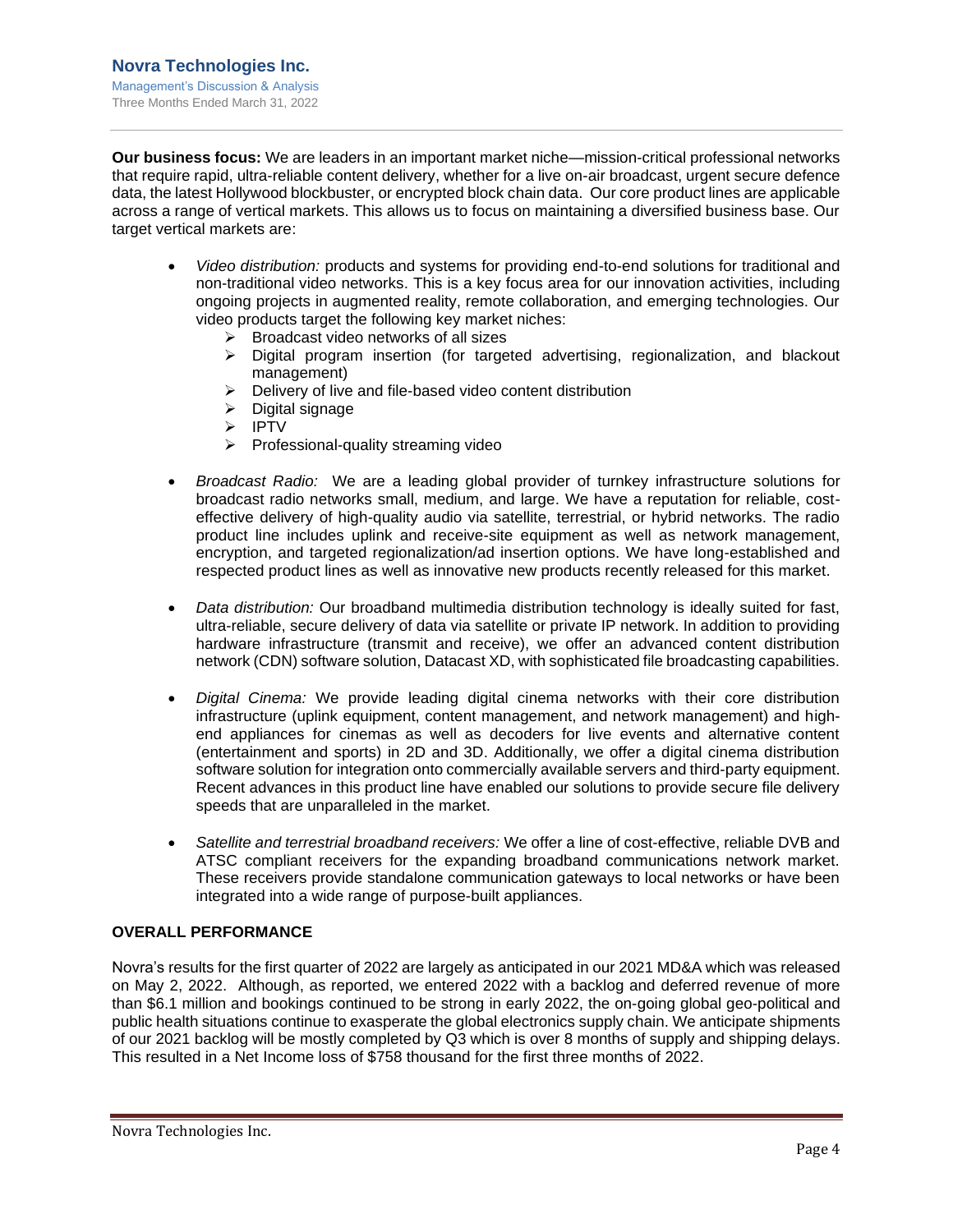**Our business focus:** We are leaders in an important market niche—mission-critical professional networks that require rapid, ultra-reliable content delivery, whether for a live on-air broadcast, urgent secure defence data, the latest Hollywood blockbuster, or encrypted block chain data. Our core product lines are applicable across a range of vertical markets. This allows us to focus on maintaining a diversified business base. Our target vertical markets are:

- *Video distribution:* products and systems for providing end-to-end solutions for traditional and non-traditional video networks. This is a key focus area for our innovation activities, including ongoing projects in augmented reality, remote collaboration, and emerging technologies. Our video products target the following key market niches:
    - Broadcast video networks of all sizes
    - Digital program insertion (for targeted advertising, regionalization, and blackout management)
    - Delivery of live and file-based video content distribution
    - Digital signage
    - IPTV
    - Professional-quality streaming video

- *Broadcast Radio:* We are a leading global provider of turnkey infrastructure solutions for broadcast radio networks small, medium, and large. We have a reputation for reliable, cost-effective delivery of high-quality audio via satellite, terrestrial, or hybrid networks. The radio product line includes uplink and receive-site equipment as well as network management, encryption, and targeted regionalization/ad insertion options. We have long-established and respected product lines as well as innovative new products recently released for this market.

- *Data distribution:* Our broadband multimedia distribution technology is ideally suited for fast, ultra-reliable, secure delivery of data via satellite or private IP network. In addition to providing hardware infrastructure (transmit and receive), we offer an advanced content distribution network (CDN) software solution, Datacast XD, with sophisticated file broadcasting capabilities.

- *Digital Cinema:* We provide leading digital cinema networks with their core distribution infrastructure (uplink equipment, content management, and network management) and high-end appliances for cinemas as well as decoders for live events and alternative content (entertainment and sports) in 2D and 3D. Additionally, we offer a digital cinema distribution software solution for integration onto commercially available servers and third-party equipment. Recent advances in this product line have enabled our solutions to provide secure file delivery speeds that are unparalleled in the market.

- *Satellite and terrestrial broadband receivers:* We offer a line of cost-effective, reliable DVB and ATSC compliant receivers for the expanding broadband communications network market. These receivers provide standalone communication gateways to local networks or have been integrated into a wide range of purpose-built appliances.

## OVERALL PERFORMANCE

Novra's results for the first quarter of 2022 are largely as anticipated in our 2021 MD&A which was released on May 2, 2022. Although, as reported, we entered 2022 with a backlog and deferred revenue of more than $6.1 million and bookings continued to be strong in early 2022, the on-going global geo-political and public health situations continue to exasperate the global electronics supply chain. We anticipate shipments of our 2021 backlog will be mostly completed by Q3 which is over 8 months of supply and shipping delays. This resulted in a Net Income loss of $758 thousand for the first three months of 2022.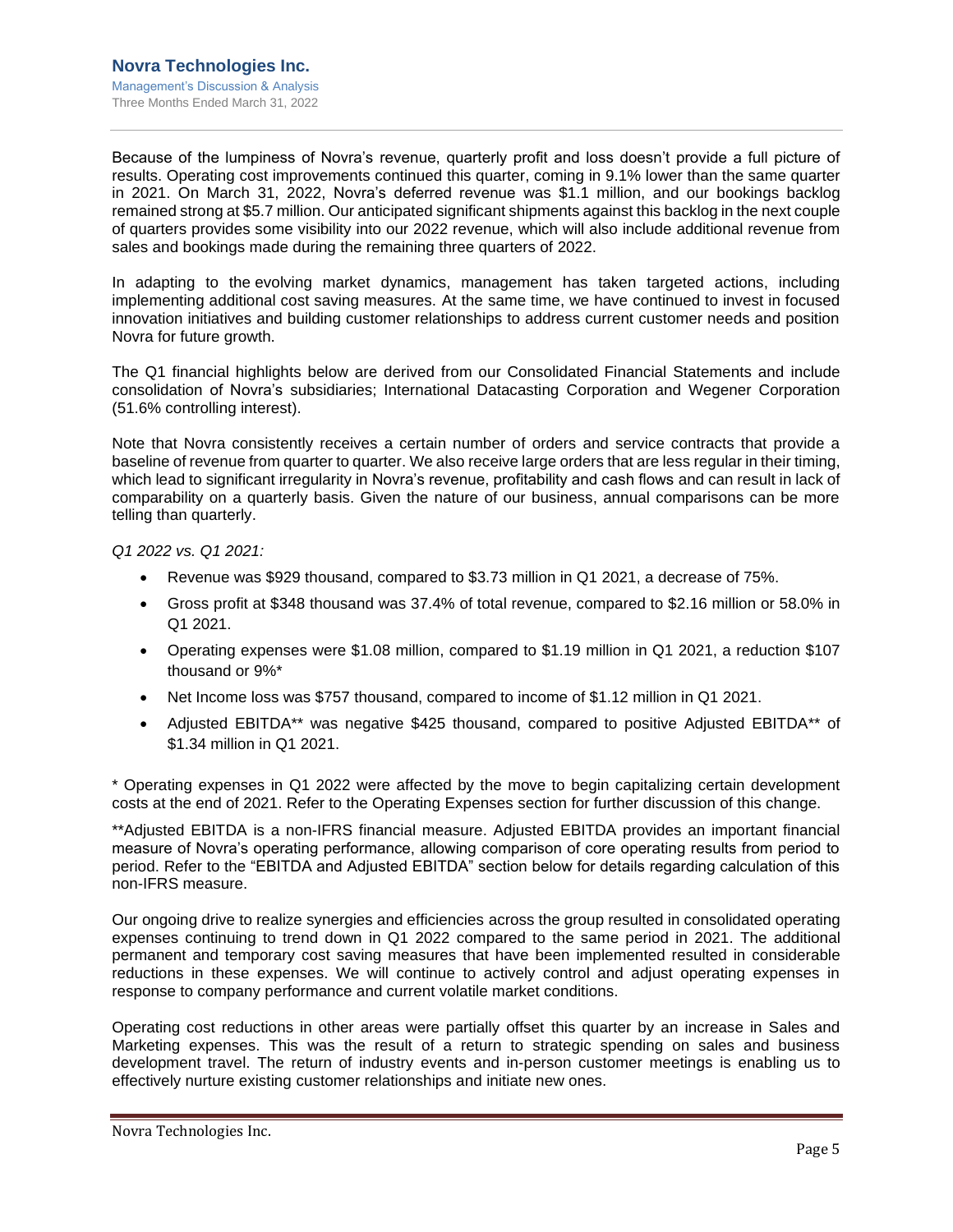Because of the lumpiness of Novra's revenue, quarterly profit and loss doesn't provide a full picture of results. Operating cost improvements continued this quarter, coming in 9.1% lower than the same quarter in 2021. On March 31, 2022, Novra's deferred revenue was $1.1 million, and our bookings backlog remained strong at $5.7 million. Our anticipated significant shipments against this backlog in the next couple of quarters provides some visibility into our 2022 revenue, which will also include additional revenue from sales and bookings made during the remaining three quarters of 2022.

In adapting to the evolving market dynamics, management has taken targeted actions, including implementing additional cost saving measures. At the same time, we have continued to invest in focused innovation initiatives and building customer relationships to address current customer needs and position Novra for future growth.

The Q1 financial highlights below are derived from our Consolidated Financial Statements and include consolidation of Novra's subsidiaries; International Datacasting Corporation and Wegener Corporation (51.6% controlling interest).

Note that Novra consistently receives a certain number of orders and service contracts that provide a baseline of revenue from quarter to quarter. We also receive large orders that are less regular in their timing, which lead to significant irregularity in Novra's revenue, profitability and cash flows and can result in lack of comparability on a quarterly basis. Given the nature of our business, annual comparisons can be more telling than quarterly.

*Q1 2022 vs. Q1 2021:*

- Revenue was $929 thousand, compared to $3.73 million in Q1 2021, a decrease of 75%.
- Gross profit at $348 thousand was 37.4% of total revenue, compared to $2.16 million or 58.0% in Q1 2021.
- Operating expenses were $1.08 million, compared to $1.19 million in Q1 2021, a reduction $107 thousand or 9%*
- Net Income loss was $757 thousand, compared to income of $1.12 million in Q1 2021.
- Adjusted EBITDA** was negative $425 thousand, compared to positive Adjusted EBITDA** of $1.34 million in Q1 2021.

* Operating expenses in Q1 2022 were affected by the move to begin capitalizing certain development costs at the end of 2021. Refer to the Operating Expenses section for further discussion of this change.

**Adjusted EBITDA is a non-IFRS financial measure. Adjusted EBITDA provides an important financial measure of Novra's operating performance, allowing comparison of core operating results from period to period. Refer to the "EBITDA and Adjusted EBITDA" section below for details regarding calculation of this non-IFRS measure.

Our ongoing drive to realize synergies and efficiencies across the group resulted in consolidated operating expenses continuing to trend down in Q1 2022 compared to the same period in 2021. The additional permanent and temporary cost saving measures that have been implemented resulted in considerable reductions in these expenses. We will continue to actively control and adjust operating expenses in response to company performance and current volatile market conditions.

Operating cost reductions in other areas were partially offset this quarter by an increase in Sales and Marketing expenses. This was the result of a return to strategic spending on sales and business development travel. The return of industry events and in-person customer meetings is enabling us to effectively nurture existing customer relationships and initiate new ones.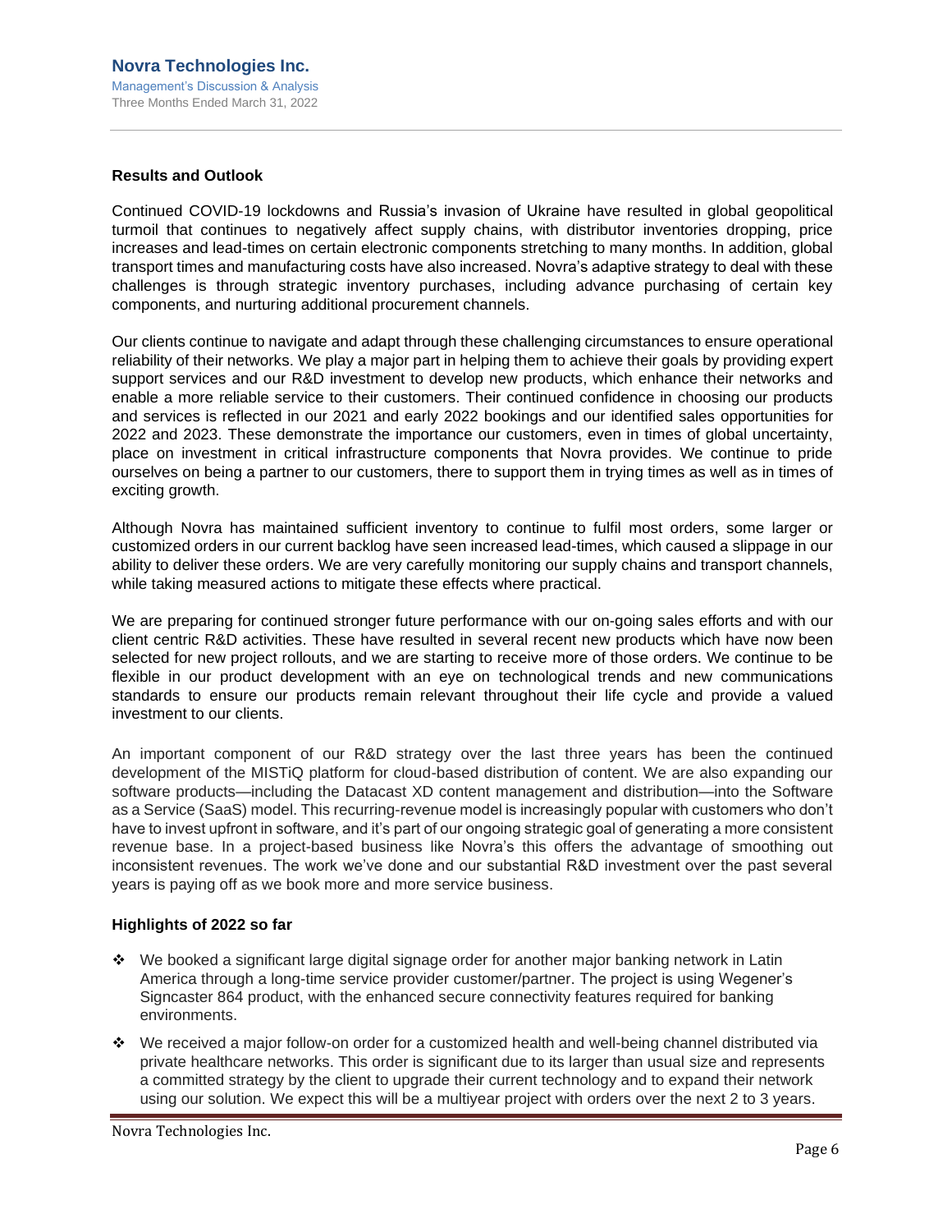### Results and Outlook

Continued COVID-19 lockdowns and Russia's invasion of Ukraine have resulted in global geopolitical turmoil that continues to negatively affect supply chains, with distributor inventories dropping, price increases and lead-times on certain electronic components stretching to many months. In addition, global transport times and manufacturing costs have also increased. Novra's adaptive strategy to deal with these challenges is through strategic inventory purchases, including advance purchasing of certain key components, and nurturing additional procurement channels.

Our clients continue to navigate and adapt through these challenging circumstances to ensure operational reliability of their networks. We play a major part in helping them to achieve their goals by providing expert support services and our R&D investment to develop new products, which enhance their networks and enable a more reliable service to their customers. Their continued confidence in choosing our products and services is reflected in our 2021 and early 2022 bookings and our identified sales opportunities for 2022 and 2023. These demonstrate the importance our customers, even in times of global uncertainty, place on investment in critical infrastructure components that Novra provides. We continue to pride ourselves on being a partner to our customers, there to support them in trying times as well as in times of exciting growth.

Although Novra has maintained sufficient inventory to continue to fulfil most orders, some larger or customized orders in our current backlog have seen increased lead-times, which caused a slippage in our ability to deliver these orders. We are very carefully monitoring our supply chains and transport channels, while taking measured actions to mitigate these effects where practical.

We are preparing for continued stronger future performance with our on-going sales efforts and with our client centric R&D activities. These have resulted in several recent new products which have now been selected for new project rollouts, and we are starting to receive more of those orders. We continue to be flexible in our product development with an eye on technological trends and new communications standards to ensure our products remain relevant throughout their life cycle and provide a valued investment to our clients.

An important component of our R&D strategy over the last three years has been the continued development of the MISTiQ platform for cloud-based distribution of content. We are also expanding our software products—including the Datacast XD content management and distribution—into the Software as a Service (SaaS) model. This recurring-revenue model is increasingly popular with customers who don't have to invest upfront in software, and it's part of our ongoing strategic goal of generating a more consistent revenue base. In a project-based business like Novra's this offers the advantage of smoothing out inconsistent revenues. The work we've done and our substantial R&D investment over the past several years is paying off as we book more and more service business.

### Highlights of 2022 so far

- We booked a significant large digital signage order for another major banking network in Latin America through a long-time service provider customer/partner. The project is using Wegener's Signcaster 864 product, with the enhanced secure connectivity features required for banking environments.
- We received a major follow-on order for a customized health and well-being channel distributed via private healthcare networks. This order is significant due to its larger than usual size and represents a committed strategy by the client to upgrade their current technology and to expand their network using our solution. We expect this will be a multiyear project with orders over the next 2 to 3 years.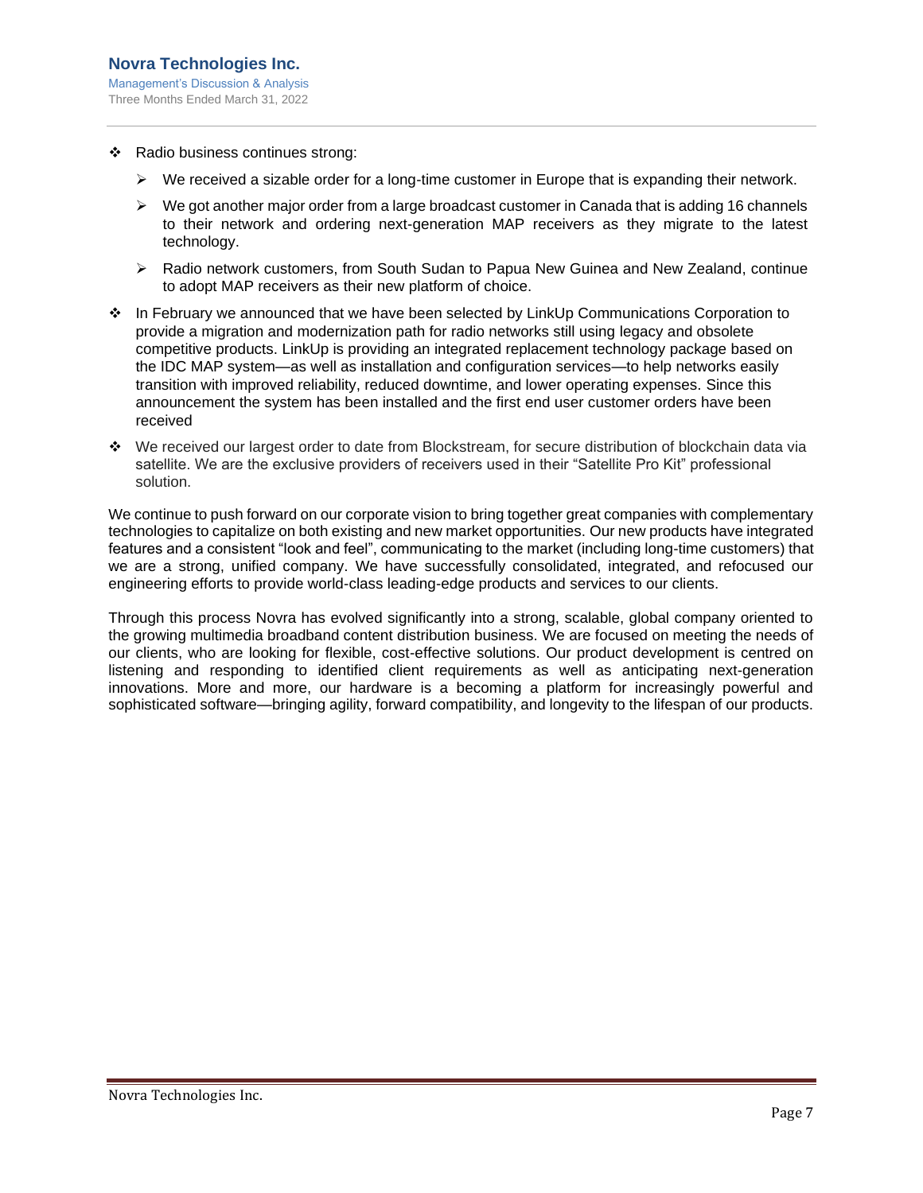- Radio business continues strong:
  - We received a sizable order for a long-time customer in Europe that is expanding their network.
  - We got another major order from a large broadcast customer in Canada that is adding 16 channels to their network and ordering next-generation MAP receivers as they migrate to the latest technology.
  - Radio network customers, from South Sudan to Papua New Guinea and New Zealand, continue to adopt MAP receivers as their new platform of choice.
- In February we announced that we have been selected by LinkUp Communications Corporation to provide a migration and modernization path for radio networks still using legacy and obsolete competitive products. LinkUp is providing an integrated replacement technology package based on the IDC MAP system—as well as installation and configuration services—to help networks easily transition with improved reliability, reduced downtime, and lower operating expenses. Since this announcement the system has been installed and the first end user customer orders have been received
- We received our largest order to date from Blockstream, for secure distribution of blockchain data via satellite. We are the exclusive providers of receivers used in their "Satellite Pro Kit" professional solution.

We continue to push forward on our corporate vision to bring together great companies with complementary technologies to capitalize on both existing and new market opportunities. Our new products have integrated features and a consistent "look and feel", communicating to the market (including long-time customers) that we are a strong, unified company. We have successfully consolidated, integrated, and refocused our engineering efforts to provide world-class leading-edge products and services to our clients.

Through this process Novra has evolved significantly into a strong, scalable, global company oriented to the growing multimedia broadband content distribution business. We are focused on meeting the needs of our clients, who are looking for flexible, cost-effective solutions. Our product development is centred on listening and responding to identified client requirements as well as anticipating next-generation innovations. More and more, our hardware is a becoming a platform for increasingly powerful and sophisticated software—bringing agility, forward compatibility, and longevity to the lifespan of our products.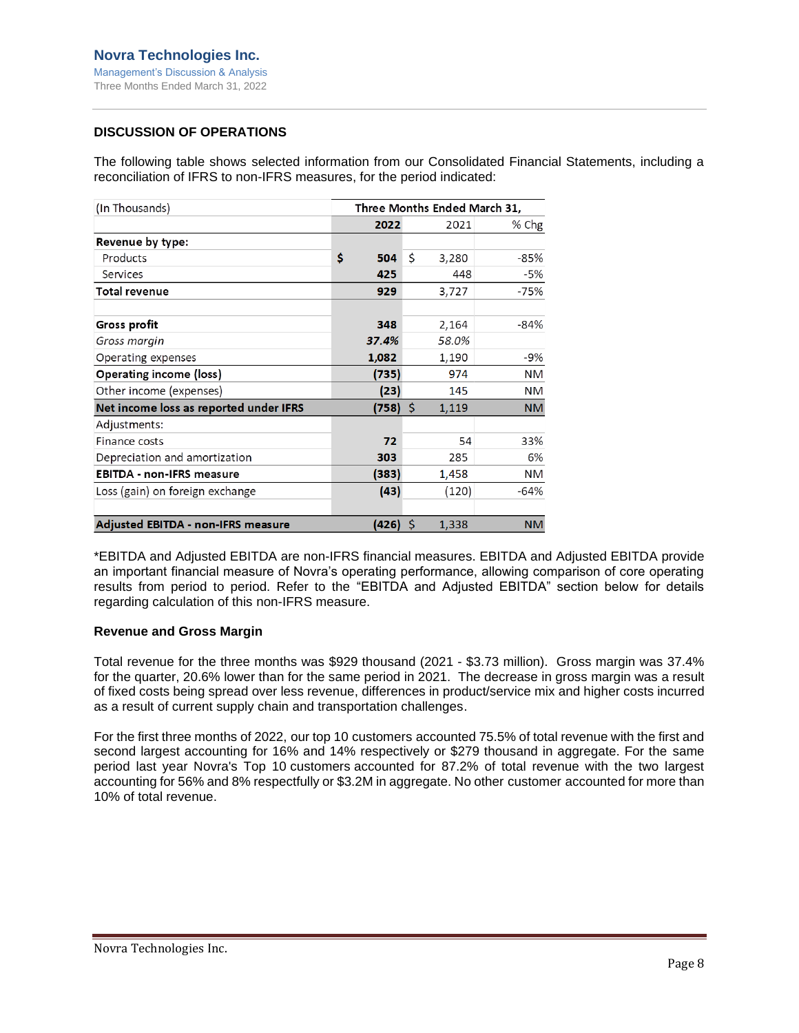## DISCUSSION OF OPERATIONS

The following table shows selected information from our Consolidated Financial Statements, including a reconciliation of IFRS to non-IFRS measures, for the period indicated:

| (In Thousands) | Three Months Ended March 31, | | |
|---|---|---|---|
| | 2022 | 2021 | % Chg |
| **Revenue by type:** | | | |
| Products | $ 504 | $ 3,280 | -85% |
| Services | 425 | 448 | -5% |
| **Total revenue** | 929 | 3,727 | -75% |
| | | | |
| **Gross profit** | 348 | 2,164 | -84% |
| *Gross margin* | *37.4%* | *58.0%* | |
| Operating expenses | 1,082 | 1,190 | -9% |
| **Operating income (loss)** | (735) | 974 | NM |
| Other income (expenses) | (23) | 145 | NM |
| **Net income loss as reported under IFRS** | (758) | $ 1,119 | NM |
| Adjustments: | | | |
| Finance costs | 72 | 54 | 33% |
| Depreciation and amortization | 303 | 285 | 6% |
| **EBITDA - non-IFRS measure** | (383) | 1,458 | NM |
| Loss (gain) on foreign exchange | (43) | (120) | -64% |
| | | | |
| **Adjusted EBITDA - non-IFRS measure** | (426) | $ 1,338 | NM |

*EBITDA and Adjusted EBITDA are non-IFRS financial measures. EBITDA and Adjusted EBITDA provide an important financial measure of Novra's operating performance, allowing comparison of core operating results from period to period. Refer to the "EBITDA and Adjusted EBITDA" section below for details regarding calculation of this non-IFRS measure.

### Revenue and Gross Margin

Total revenue for the three months was $929 thousand (2021 - $3.73 million). Gross margin was 37.4% for the quarter, 20.6% lower than for the same period in 2021. The decrease in gross margin was a result of fixed costs being spread over less revenue, differences in product/service mix and higher costs incurred as a result of current supply chain and transportation challenges.

For the first three months of 2022, our top 10 customers accounted 75.5% of total revenue with the first and second largest accounting for 16% and 14% respectively or $279 thousand in aggregate. For the same period last year Novra's Top 10 customers accounted for 87.2% of total revenue with the two largest accounting for 56% and 8% respectfully or $3.2M in aggregate. No other customer accounted for more than 10% of total revenue.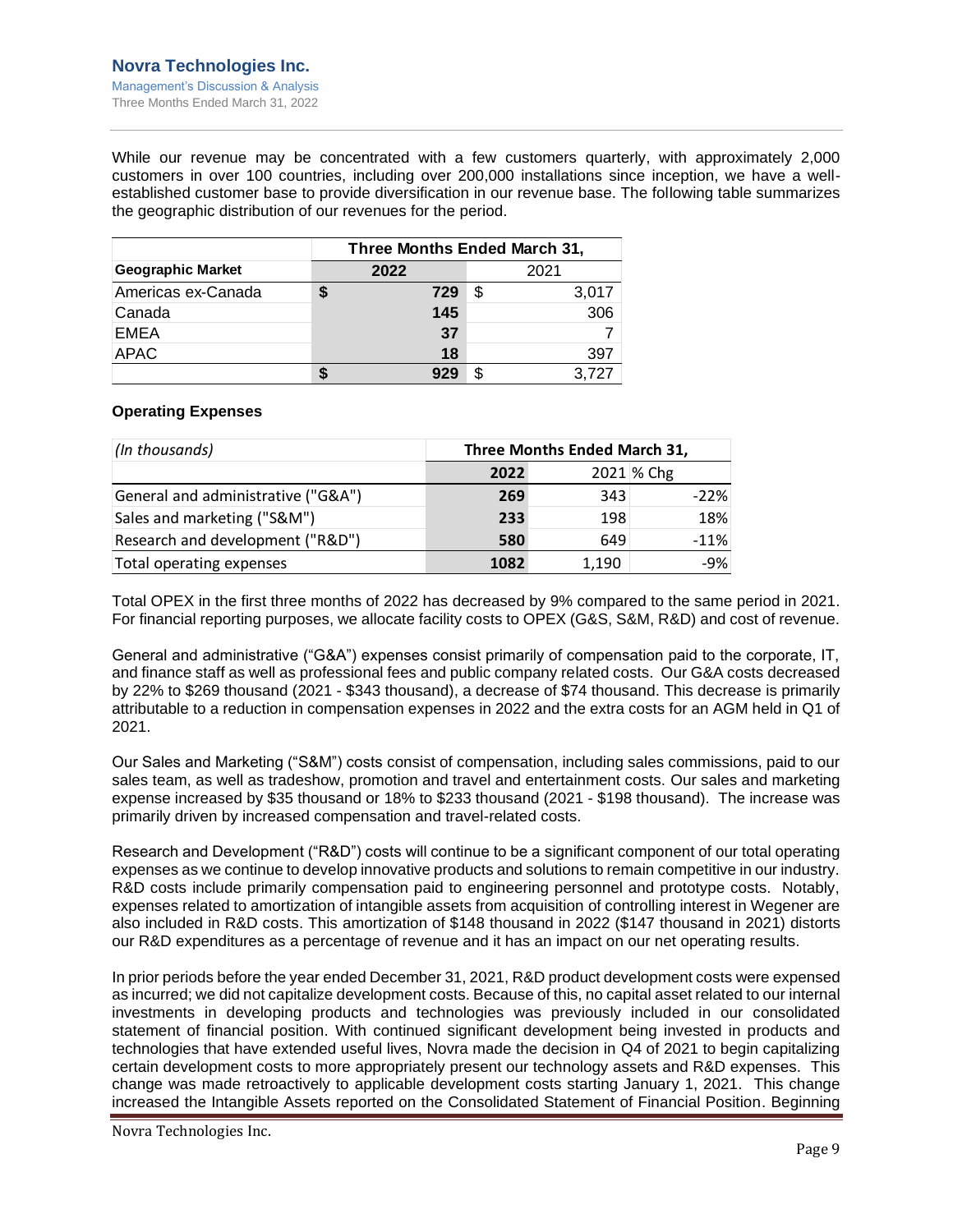While our revenue may be concentrated with a few customers quarterly, with approximately 2,000 customers in over 100 countries, including over 200,000 installations since inception, we have a well-established customer base to provide diversification in our revenue base. The following table summarizes the geographic distribution of our revenues for the period.

| | Three Months Ended March 31, | |
|---|---|---|
| **Geographic Market** | **2022** | 2021 |
| Americas ex-Canada | **$ 729** | $ 3,017 |
| Canada | **145** | 306 |
| EMEA | **37** | 7 |
| APAC | **18** | 397 |
| | **$ 929** | $ 3,727 |

### Operating Expenses

| *(In thousands)* | Three Months Ended March 31, | | |
|---|---|---|---|
| | **2022** | 2021 | % Chg |
| General and administrative ("G&A") | **269** | 343 | -22% |
| Sales and marketing ("S&M") | **233** | 198 | 18% |
| Research and development ("R&D") | **580** | 649 | -11% |
| Total operating expenses | **1082** | 1,190 | -9% |

Total OPEX in the first three months of 2022 has decreased by 9% compared to the same period in 2021. For financial reporting purposes, we allocate facility costs to OPEX (G&S, S&M, R&D) and cost of revenue.

General and administrative ("G&A") expenses consist primarily of compensation paid to the corporate, IT, and finance staff as well as professional fees and public company related costs. Our G&A costs decreased by 22% to $269 thousand (2021 - $343 thousand), a decrease of $74 thousand. This decrease is primarily attributable to a reduction in compensation expenses in 2022 and the extra costs for an AGM held in Q1 of 2021.

Our Sales and Marketing ("S&M") costs consist of compensation, including sales commissions, paid to our sales team, as well as tradeshow, promotion and travel and entertainment costs. Our sales and marketing expense increased by $35 thousand or 18% to $233 thousand (2021 - $198 thousand). The increase was primarily driven by increased compensation and travel-related costs.

Research and Development ("R&D") costs will continue to be a significant component of our total operating expenses as we continue to develop innovative products and solutions to remain competitive in our industry. R&D costs include primarily compensation paid to engineering personnel and prototype costs. Notably, expenses related to amortization of intangible assets from acquisition of controlling interest in Wegener are also included in R&D costs. This amortization of $148 thousand in 2022 ($147 thousand in 2021) distorts our R&D expenditures as a percentage of revenue and it has an impact on our net operating results.

In prior periods before the year ended December 31, 2021, R&D product development costs were expensed as incurred; we did not capitalize development costs. Because of this, no capital asset related to our internal investments in developing products and technologies was previously included in our consolidated statement of financial position. With continued significant development being invested in products and technologies that have extended useful lives, Novra made the decision in Q4 of 2021 to begin capitalizing certain development costs to more appropriately present our technology assets and R&D expenses. This change was made retroactively to applicable development costs starting January 1, 2021. This change increased the Intangible Assets reported on the Consolidated Statement of Financial Position. Beginning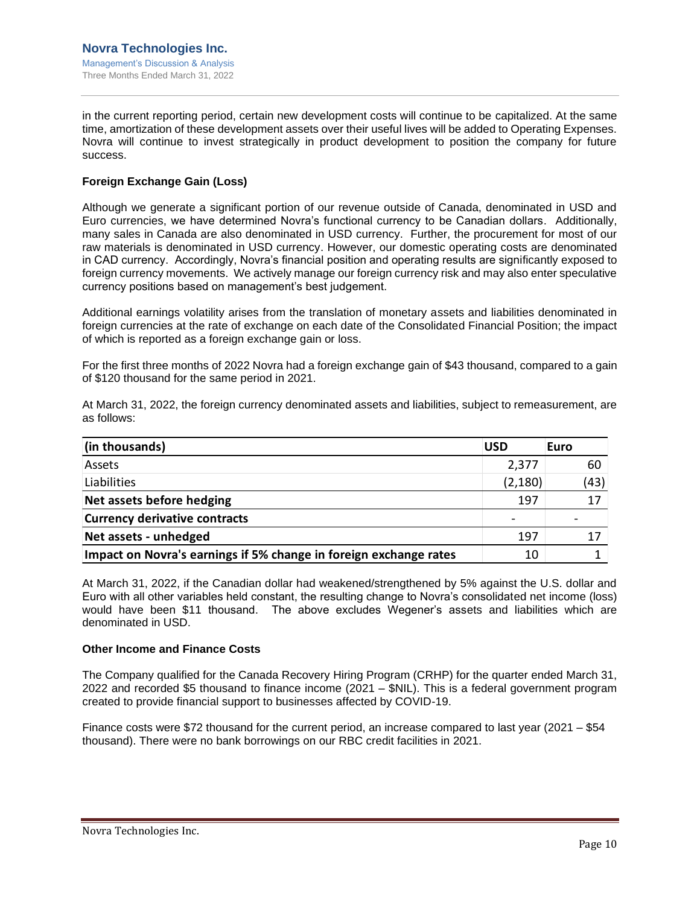in the current reporting period, certain new development costs will continue to be capitalized. At the same time, amortization of these development assets over their useful lives will be added to Operating Expenses. Novra will continue to invest strategically in product development to position the company for future success.

**Foreign Exchange Gain (Loss)**

Although we generate a significant portion of our revenue outside of Canada, denominated in USD and Euro currencies, we have determined Novra's functional currency to be Canadian dollars. Additionally, many sales in Canada are also denominated in USD currency. Further, the procurement for most of our raw materials is denominated in USD currency. However, our domestic operating costs are denominated in CAD currency. Accordingly, Novra's financial position and operating results are significantly exposed to foreign currency movements. We actively manage our foreign currency risk and may also enter speculative currency positions based on management's best judgement.

Additional earnings volatility arises from the translation of monetary assets and liabilities denominated in foreign currencies at the rate of exchange on each date of the Consolidated Financial Position; the impact of which is reported as a foreign exchange gain or loss.

For the first three months of 2022 Novra had a foreign exchange gain of $43 thousand, compared to a gain of $120 thousand for the same period in 2021.

At March 31, 2022, the foreign currency denominated assets and liabilities, subject to remeasurement, are as follows:

| (in thousands) | USD | Euro |
|---|---|---|
| Assets | 2,377 | 60 |
| Liabilities | (2,180) | (43) |
| **Net assets before hedging** | 197 | 17 |
| **Currency derivative contracts** | - | - |
| **Net assets - unhedged** | 197 | 17 |
| **Impact on Novra's earnings if 5% change in foreign exchange rates** | 10 | 1 |

At March 31, 2022, if the Canadian dollar had weakened/strengthened by 5% against the U.S. dollar and Euro with all other variables held constant, the resulting change to Novra's consolidated net income (loss) would have been $11 thousand. The above excludes Wegener's assets and liabilities which are denominated in USD.

**Other Income and Finance Costs**

The Company qualified for the Canada Recovery Hiring Program (CRHP) for the quarter ended March 31, 2022 and recorded $5 thousand to finance income (2021 – $NIL). This is a federal government program created to provide financial support to businesses affected by COVID-19.

Finance costs were $72 thousand for the current period, an increase compared to last year (2021 – $54 thousand). There were no bank borrowings on our RBC credit facilities in 2021.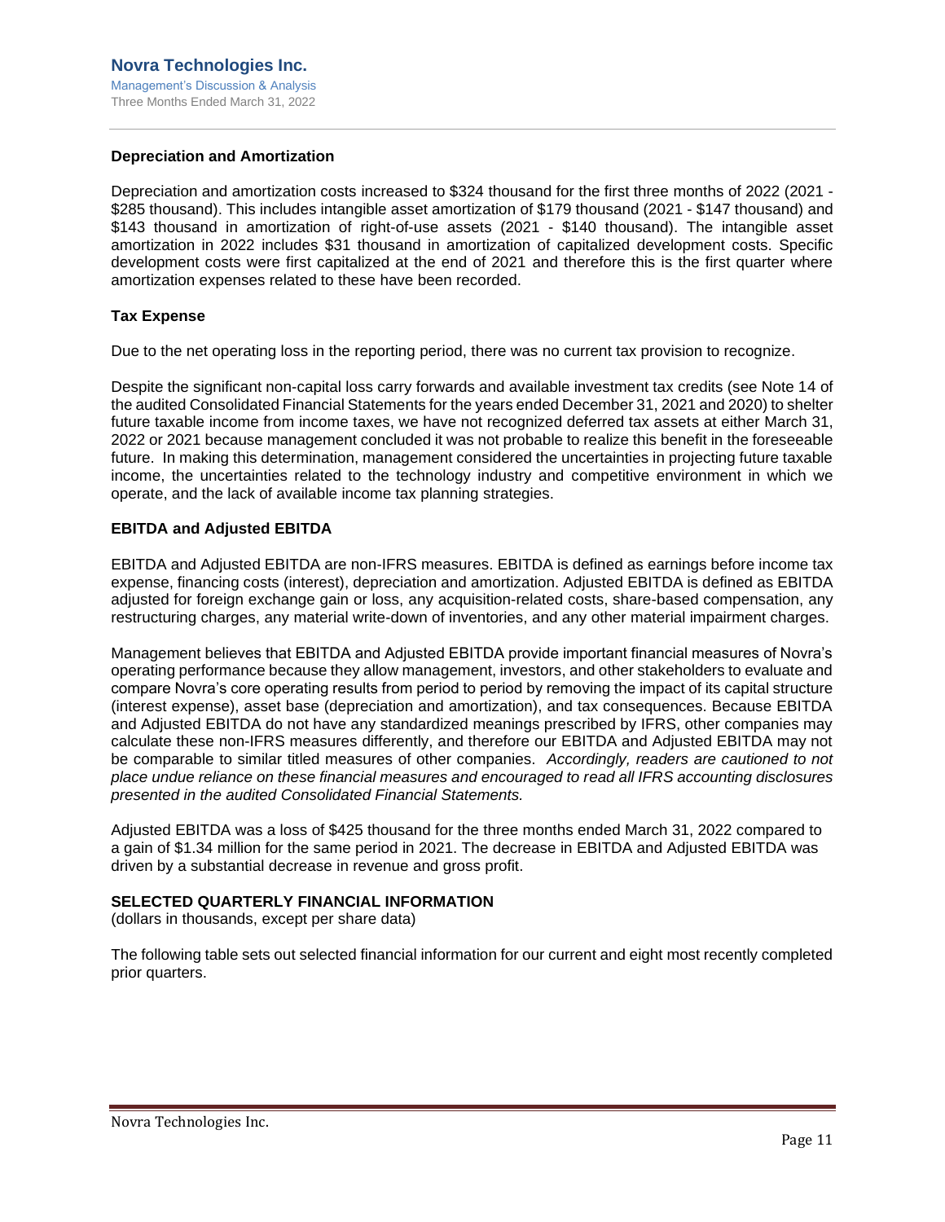### Depreciation and Amortization

Depreciation and amortization costs increased to $324 thousand for the first three months of 2022 (2021 - $285 thousand). This includes intangible asset amortization of $179 thousand (2021 - $147 thousand) and $143 thousand in amortization of right-of-use assets (2021 - $140 thousand). The intangible asset amortization in 2022 includes $31 thousand in amortization of capitalized development costs. Specific development costs were first capitalized at the end of 2021 and therefore this is the first quarter where amortization expenses related to these have been recorded.

### Tax Expense

Due to the net operating loss in the reporting period, there was no current tax provision to recognize.

Despite the significant non-capital loss carry forwards and available investment tax credits (see Note 14 of the audited Consolidated Financial Statements for the years ended December 31, 2021 and 2020) to shelter future taxable income from income taxes, we have not recognized deferred tax assets at either March 31, 2022 or 2021 because management concluded it was not probable to realize this benefit in the foreseeable future. In making this determination, management considered the uncertainties in projecting future taxable income, the uncertainties related to the technology industry and competitive environment in which we operate, and the lack of available income tax planning strategies.

### EBITDA and Adjusted EBITDA

EBITDA and Adjusted EBITDA are non-IFRS measures. EBITDA is defined as earnings before income tax expense, financing costs (interest), depreciation and amortization. Adjusted EBITDA is defined as EBITDA adjusted for foreign exchange gain or loss, any acquisition-related costs, share-based compensation, any restructuring charges, any material write-down of inventories, and any other material impairment charges.

Management believes that EBITDA and Adjusted EBITDA provide important financial measures of Novra's operating performance because they allow management, investors, and other stakeholders to evaluate and compare Novra's core operating results from period to period by removing the impact of its capital structure (interest expense), asset base (depreciation and amortization), and tax consequences. Because EBITDA and Adjusted EBITDA do not have any standardized meanings prescribed by IFRS, other companies may calculate these non-IFRS measures differently, and therefore our EBITDA and Adjusted EBITDA may not be comparable to similar titled measures of other companies. *Accordingly, readers are cautioned to not place undue reliance on these financial measures and encouraged to read all IFRS accounting disclosures presented in the audited Consolidated Financial Statements.*

Adjusted EBITDA was a loss of $425 thousand for the three months ended March 31, 2022 compared to a gain of $1.34 million for the same period in 2021. The decrease in EBITDA and Adjusted EBITDA was driven by a substantial decrease in revenue and gross profit.

## SELECTED QUARTERLY FINANCIAL INFORMATION

(dollars in thousands, except per share data)

The following table sets out selected financial information for our current and eight most recently completed prior quarters.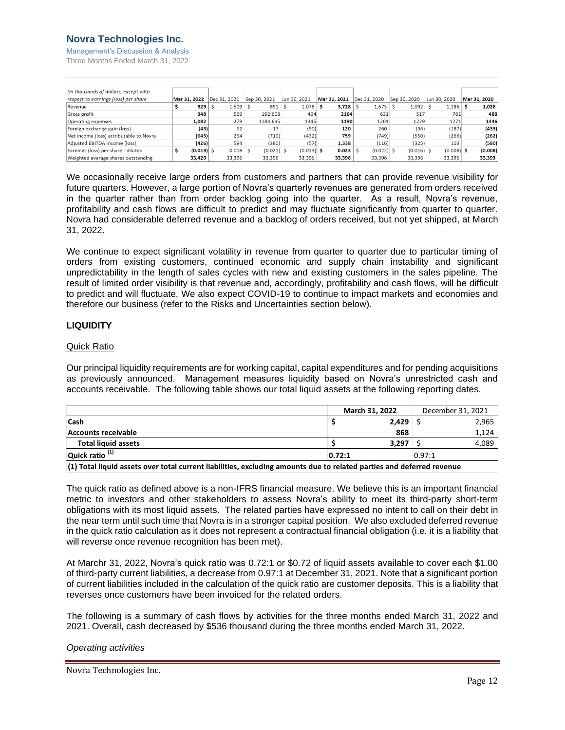| (In thousands of dollars, except with respect to earnings (loss) per share | Mar 31, 2022 | Dec 31, 2021 | Sep 30, 2021 | Jun 30, 2021 | Mar 31, 2021 | Dec 31, 2020 | Sep 30, 2020 | Jun 30, 2020 | Mar 31, 2020 |
|---|---|---|---|---|---|---|---|---|---|
| Revenue | $ 929 | $ 1,509 | $ 891 | $ 1,078 | $ 3,728 | $ 1,675 | $ 1,092 | $ 1,186 | $ 1,026 |
| Gross profit | 348 | 569 | 192.608 | 404 | 2164 | 631 | 517 | 761 | 488 |
| Operating expenses | 1,082 | 279 | 1184.695 | 1345 | 1190 | 1201 | 1229 | 1271 | 1446 |
| Foreign exchange gain (loss) | (43) | 52 | 17 | (90) | 120 | 260 | (36) | (187) | (433) |
| Net income (loss) attributable to Novra | (643) | 264 | (710) | (432) | 759 | (749) | (550) | (266) | (262) |
| Adjusted EBITDA income (loss) | (426) | 594 | (380) | (57) | 1,338 | (116) | (325) | 103 | (580) |
| Earnings (loss) per share - diluted | $ (0.019) | $ 0.008 | $ (0.021) | $ (0.013) | $ 0.023 | $ (0.022) | $ (0.016) | $ (0.008) | $ (0.008) |
| Weighted average shares outstanding | 33,420 | 33,396 | 33,396 | 33,396 | 33,396 | 33,396 | 33,396 | 33,396 | 33,393 |

We occasionally receive large orders from customers and partners that can provide revenue visibility for future quarters. However, a large portion of Novra's quarterly revenues are generated from orders received in the quarter rather than from order backlog going into the quarter. As a result, Novra's revenue, profitability and cash flows are difficult to predict and may fluctuate significantly from quarter to quarter. Novra had considerable deferred revenue and a backlog of orders received, but not yet shipped, at March 31, 2022.

We continue to expect significant volatility in revenue from quarter to quarter due to particular timing of orders from existing customers, continued economic and supply chain instability and significant unpredictability in the length of sales cycles with new and existing customers in the sales pipeline. The result of limited order visibility is that revenue and, accordingly, profitability and cash flows, will be difficult to predict and will fluctuate. We also expect COVID-19 to continue to impact markets and economies and therefore our business (refer to the Risks and Uncertainties section below).

## LIQUIDITY

### Quick Ratio

Our principal liquidity requirements are for working capital, capital expenditures and for pending acquisitions as previously announced. Management measures liquidity based on Novra's unrestricted cash and accounts receivable. The following table shows our total liquid assets at the following reporting dates.

| | March 31, 2022 | December 31, 2021 |
|---|---|---|
| **Cash** | **$ 2,429** | $ 2,965 |
| **Accounts receivable** | **868** | 1,124 |
| **Total liquid assets** | **$ 3,297** | $ 4,089 |
| **Quick ratio [(1)]** | **0.72:1** | 0.97:1 |

**(1) Total liquid assets over total current liabilities, excluding amounts due to related parties and deferred revenue**

The quick ratio as defined above is a non-IFRS financial measure. We believe this is an important financial metric to investors and other stakeholders to assess Novra's ability to meet its third-party short-term obligations with its most liquid assets. The related parties have expressed no intent to call on their debt in the near term until such time that Novra is in a stronger capital position. We also excluded deferred revenue in the quick ratio calculation as it does not represent a contractual financial obligation (i.e. it is a liability that will reverse once revenue recognition has been met).

At Marchr 31, 2022, Novra's quick ratio was 0.72:1 or $0.72 of liquid assets available to cover each $1.00 of third-party current liabilities, a decrease from 0.97:1 at December 31, 2021. Note that a significant portion of current liabilities included in the calculation of the quick ratio are customer deposits. This is a liability that reverses once customers have been invoiced for the related orders.

The following is a summary of cash flows by activities for the three months ended March 31, 2022 and 2021. Overall, cash decreased by $536 thousand during the three months ended March 31, 2022.

*Operating activities*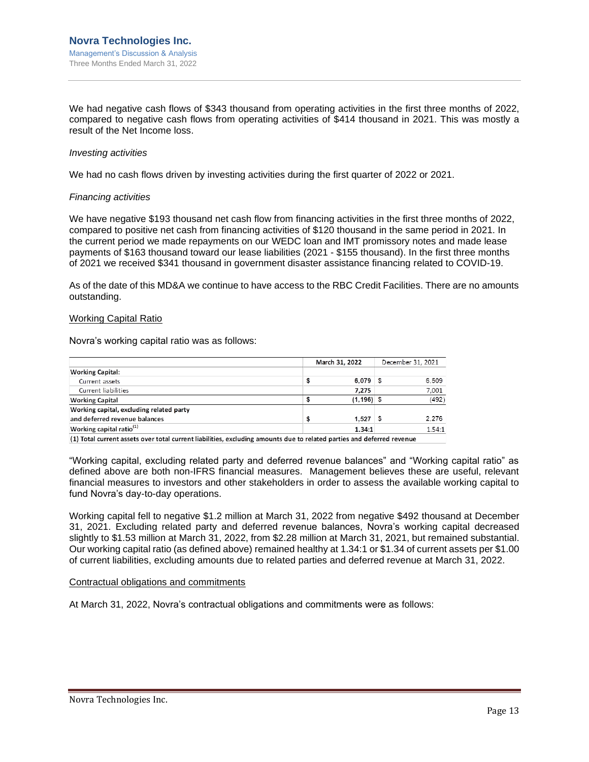We had negative cash flows of $343 thousand from operating activities in the first three months of 2022, compared to negative cash flows from operating activities of $414 thousand in 2021. This was mostly a result of the Net Income loss.

*Investing activities*

We had no cash flows driven by investing activities during the first quarter of 2022 or 2021.

*Financing activities*

We have negative $193 thousand net cash flow from financing activities in the first three months of 2022, compared to positive net cash from financing activities of $120 thousand in the same period in 2021. In the current period we made repayments on our WEDC loan and IMT promissory notes and made lease payments of $163 thousand toward our lease liabilities (2021 - $155 thousand). In the first three months of 2021 we received $341 thousand in government disaster assistance financing related to COVID-19.

As of the date of this MD&A we continue to have access to the RBC Credit Facilities. There are no amounts outstanding.

## Working Capital Ratio

Novra's working capital ratio was as follows:

| | March 31, 2022 | December 31, 2021 |
|---|---|---|
| **Working Capital:** | | |
| Current assets | $ 6,079 | $ 6,509 |
| Current liabilities | 7,275 | 7,001 |
| **Working Capital** | $ (1,196) | $ (492) |
| **Working capital, excluding related party and deferred revenue balances** | $ 1,527 | $ 2,276 |
| **Working capital ratio[1]** | 1.34:1 | 1.54:1 |

**(1) Total current assets over total current liabilities, excluding amounts due to related parties and deferred revenue**

"Working capital, excluding related party and deferred revenue balances" and "Working capital ratio" as defined above are both non-IFRS financial measures. Management believes these are useful, relevant financial measures to investors and other stakeholders in order to assess the available working capital to fund Novra's day-to-day operations.

Working capital fell to negative $1.2 million at March 31, 2022 from negative $492 thousand at December 31, 2021. Excluding related party and deferred revenue balances, Novra's working capital decreased slightly to $1.53 million at March 31, 2022, from $2.28 million at March 31, 2021, but remained substantial. Our working capital ratio (as defined above) remained healthy at 1.34:1 or $1.34 of current assets per $1.00 of current liabilities, excluding amounts due to related parties and deferred revenue at March 31, 2022.

## Contractual obligations and commitments

At March 31, 2022, Novra's contractual obligations and commitments were as follows: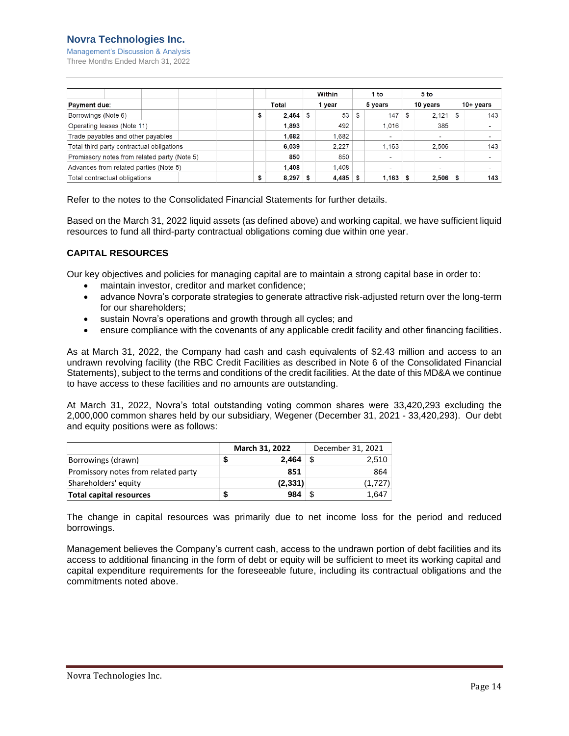| Payment due: | Total | Within 1 year | 1 to 5 years | 5 to 10 years | 10+ years |
|---|---|---|---|---|---|
| Borrowings (Note 6) | $ 2,464 | $ 53 | $ 147 | $ 2,121 | $ 143 |
| Operating leases (Note 11) | 1,893 | 492 | 1,016 | 385 | - |
| Trade payables and other payables | 1,682 | 1,682 | - | - | - |
| Total third party contractual obligations | 6,039 | 2,227 | 1,163 | 2,506 | 143 |
| Promissory notes from related party (Note 5) | 850 | 850 | - | - | - |
| Advances from related parties (Note 5) | 1,408 | 1,408 | - | - | - |
| Total contractual obligations | $ 8,297 | $ 4,485 | $ 1,163 | $ 2,506 | $ 143 |

Refer to the notes to the Consolidated Financial Statements for further details.

Based on the March 31, 2022 liquid assets (as defined above) and working capital, we have sufficient liquid resources to fund all third-party contractual obligations coming due within one year.

## CAPITAL RESOURCES

Our key objectives and policies for managing capital are to maintain a strong capital base in order to:

- maintain investor, creditor and market confidence;
- advance Novra's corporate strategies to generate attractive risk-adjusted return over the long-term for our shareholders;
- sustain Novra's operations and growth through all cycles; and
- ensure compliance with the covenants of any applicable credit facility and other financing facilities.

As at March 31, 2022, the Company had cash and cash equivalents of $2.43 million and access to an undrawn revolving facility (the RBC Credit Facilities as described in Note 6 of the Consolidated Financial Statements), subject to the terms and conditions of the credit facilities. At the date of this MD&A we continue to have access to these facilities and no amounts are outstanding.

At March 31, 2022, Novra's total outstanding voting common shares were 33,420,293 excluding the 2,000,000 common shares held by our subsidiary, Wegener (December 31, 2021 - 33,420,293). Our debt and equity positions were as follows:

| | March 31, 2022 | December 31, 2021 |
|---|---|---|
| Borrowings (drawn) | $ 2,464 | $ 2,510 |
| Promissory notes from related party | 851 | 864 |
| Shareholders' equity | (2,331) | (1,727) |
| **Total capital resources** | **$ 984** | $ 1,647 |

The change in capital resources was primarily due to net income loss for the period and reduced borrowings.

Management believes the Company's current cash, access to the undrawn portion of debt facilities and its access to additional financing in the form of debt or equity will be sufficient to meet its working capital and capital expenditure requirements for the foreseeable future, including its contractual obligations and the commitments noted above.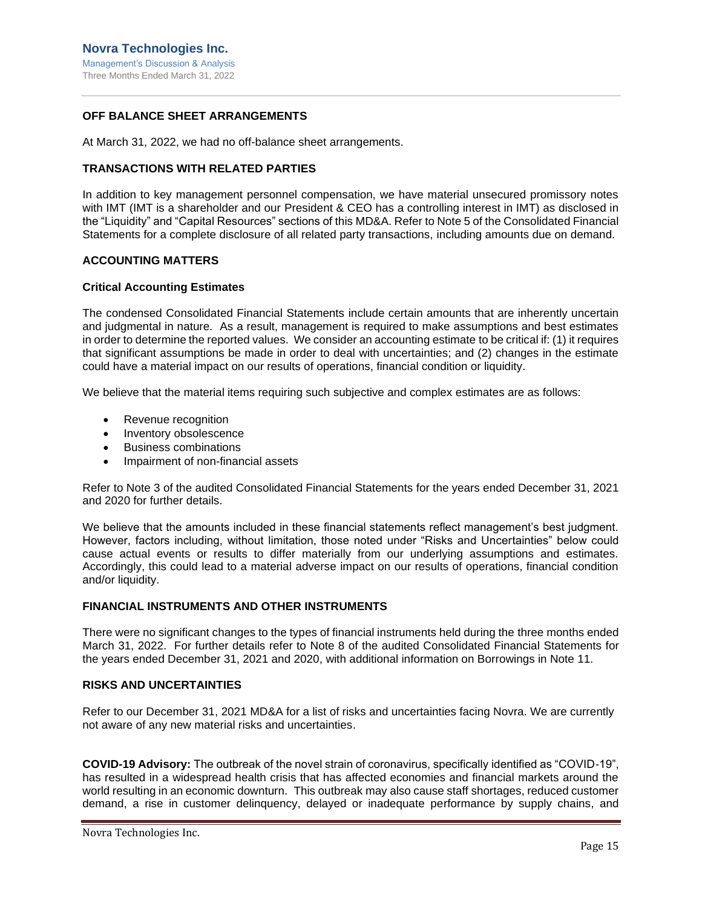## OFF BALANCE SHEET ARRANGEMENTS

At March 31, 2022, we had no off-balance sheet arrangements.

## TRANSACTIONS WITH RELATED PARTIES

In addition to key management personnel compensation, we have material unsecured promissory notes with IMT (IMT is a shareholder and our President & CEO has a controlling interest in IMT) as disclosed in the "Liquidity" and "Capital Resources" sections of this MD&A. Refer to Note 5 of the Consolidated Financial Statements for a complete disclosure of all related party transactions, including amounts due on demand.

## ACCOUNTING MATTERS

### Critical Accounting Estimates

The condensed Consolidated Financial Statements include certain amounts that are inherently uncertain and judgmental in nature. As a result, management is required to make assumptions and best estimates in order to determine the reported values. We consider an accounting estimate to be critical if: (1) it requires that significant assumptions be made in order to deal with uncertainties; and (2) changes in the estimate could have a material impact on our results of operations, financial condition or liquidity.

We believe that the material items requiring such subjective and complex estimates are as follows:

- Revenue recognition
- Inventory obsolescence
- Business combinations
- Impairment of non-financial assets

Refer to Note 3 of the audited Consolidated Financial Statements for the years ended December 31, 2021 and 2020 for further details.

We believe that the amounts included in these financial statements reflect management's best judgment. However, factors including, without limitation, those noted under "Risks and Uncertainties" below could cause actual events or results to differ materially from our underlying assumptions and estimates. Accordingly, this could lead to a material adverse impact on our results of operations, financial condition and/or liquidity.

## FINANCIAL INSTRUMENTS AND OTHER INSTRUMENTS

There were no significant changes to the types of financial instruments held during the three months ended March 31, 2022. For further details refer to Note 8 of the audited Consolidated Financial Statements for the years ended December 31, 2021 and 2020, with additional information on Borrowings in Note 11.

## RISKS AND UNCERTAINTIES

Refer to our December 31, 2021 MD&A for a list of risks and uncertainties facing Novra. We are currently not aware of any new material risks and uncertainties.

**COVID-19 Advisory:** The outbreak of the novel strain of coronavirus, specifically identified as "COVID-19", has resulted in a widespread health crisis that has affected economies and financial markets around the world resulting in an economic downturn. This outbreak may also cause staff shortages, reduced customer demand, a rise in customer delinquency, delayed or inadequate performance by supply chains, and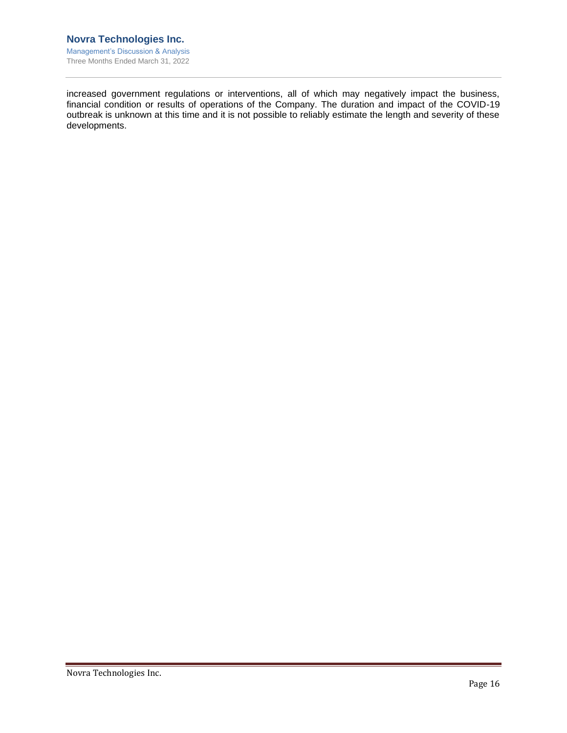increased government regulations or interventions, all of which may negatively impact the business, financial condition or results of operations of the Company. The duration and impact of the COVID-19 outbreak is unknown at this time and it is not possible to reliably estimate the length and severity of these developments.